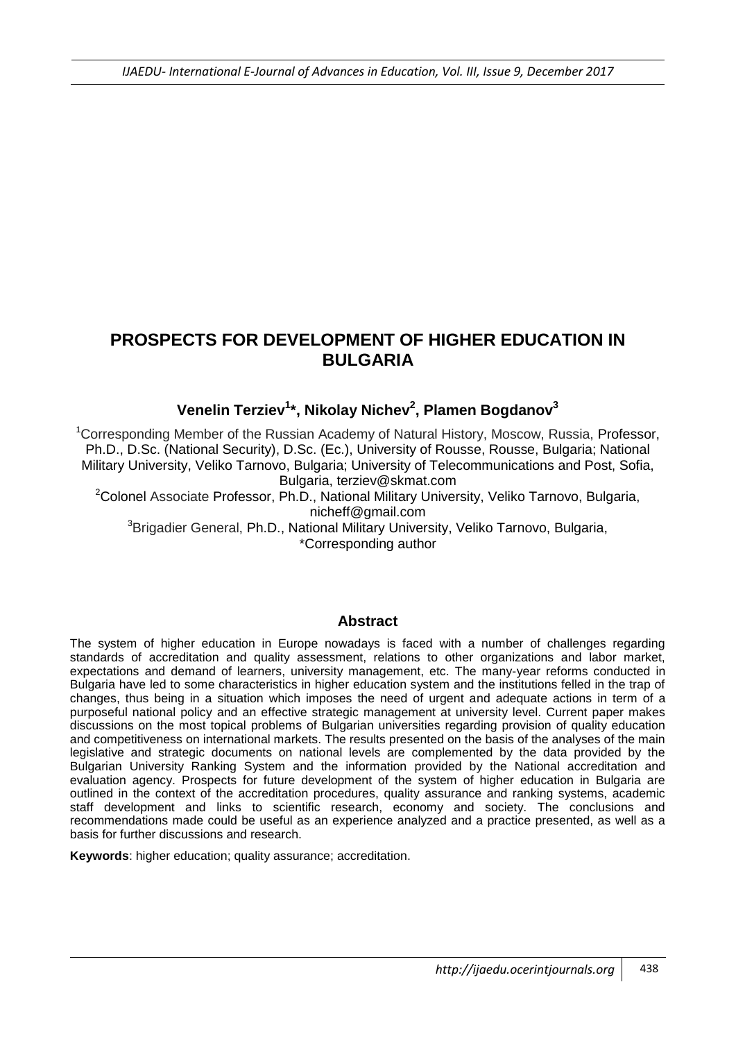# PROSPECTS FOR DEVELOPMENT OF HIGHER EDUCATION IN BULGARIA

**Venelin Terziev[1]*, Nikolay Nichev[2], Plamen Bogdanov[3]**

[1]Corresponding Member of the Russian Academy of Natural History, Moscow, Russia, Professor, Ph.D., D.Sc. (National Security), D.Sc. (Ec.), University of Rousse, Rousse, Bulgaria; National Military University, Veliko Tarnovo, Bulgaria; University of Telecommunications and Post, Sofia, Bulgaria, terziev@skmat.com

[2]Colonel Associate Professor, Ph.D., National Military University, Veliko Tarnovo, Bulgaria, nicheff@gmail.com

[3]Brigadier General, Ph.D., National Military University, Veliko Tarnovo, Bulgaria,

*Corresponding author

## Abstract

The system of higher education in Europe nowadays is faced with a number of challenges regarding standards of accreditation and quality assessment, relations to other organizations and labor market, expectations and demand of learners, university management, etc. The many-year reforms conducted in Bulgaria have led to some characteristics in higher education system and the institutions felled in the trap of changes, thus being in a situation which imposes the need of urgent and adequate actions in term of a purposeful national policy and an effective strategic management at university level. Current paper makes discussions on the most topical problems of Bulgarian universities regarding provision of quality education and competitiveness on international markets. The results presented on the basis of the analyses of the main legislative and strategic documents on national levels are complemented by the data provided by the Bulgarian University Ranking System and the information provided by the National accreditation and evaluation agency. Prospects for future development of the system of higher education in Bulgaria are outlined in the context of the accreditation procedures, quality assurance and ranking systems, academic staff development and links to scientific research, economy and society. The conclusions and recommendations made could be useful as an experience analyzed and a practice presented, as well as a basis for further discussions and research.

**Keywords**: higher education; quality assurance; accreditation.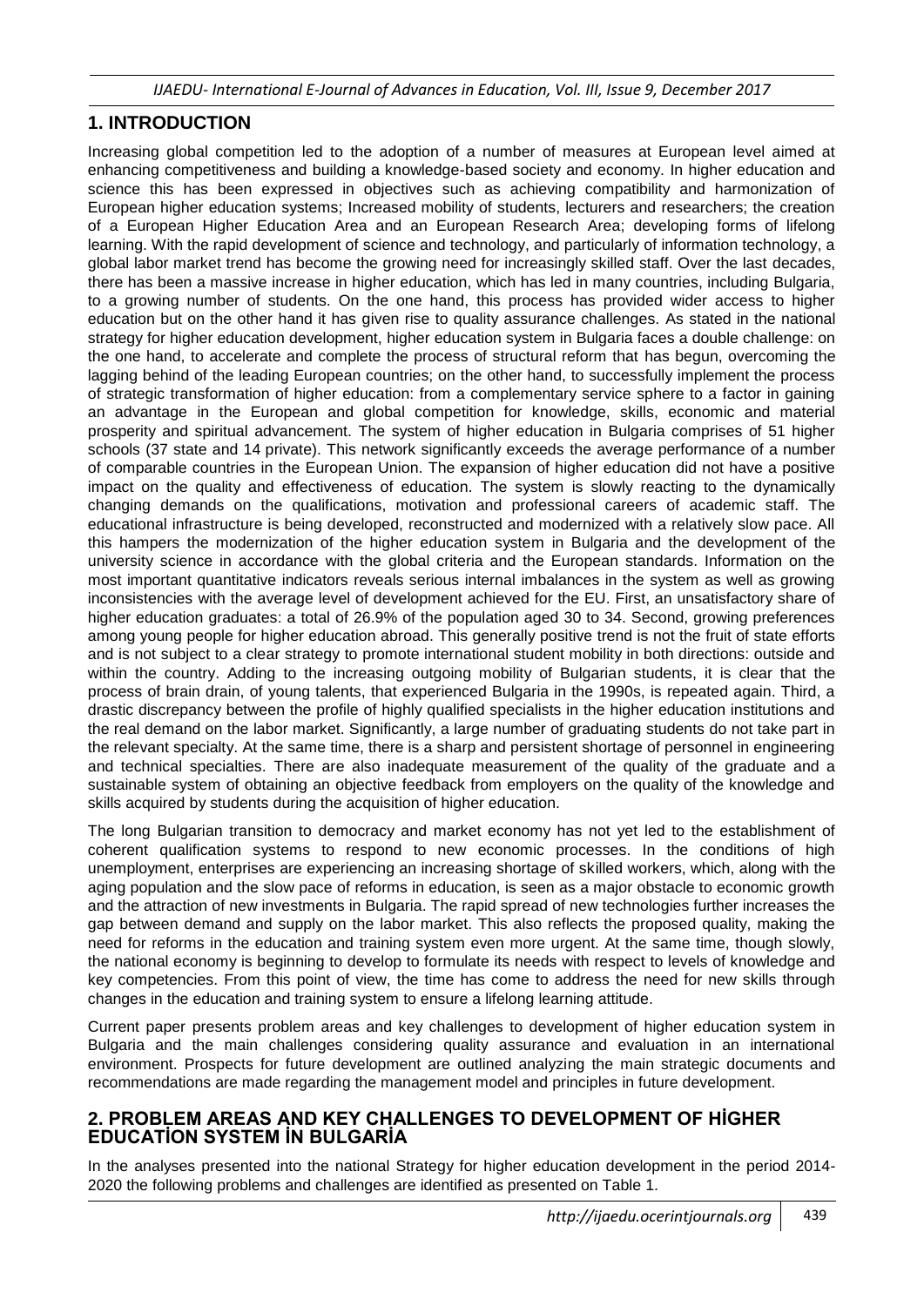## 1. INTRODUCTION

Increasing global competition led to the adoption of a number of measures at European level aimed at enhancing competitiveness and building a knowledge-based society and economy. In higher education and science this has been expressed in objectives such as achieving compatibility and harmonization of European higher education systems; Increased mobility of students, lecturers and researchers; the creation of a European Higher Education Area and an European Research Area; developing forms of lifelong learning. With the rapid development of science and technology, and particularly of information technology, a global labor market trend has become the growing need for increasingly skilled staff. Over the last decades, there has been a massive increase in higher education, which has led in many countries, including Bulgaria, to a growing number of students. On the one hand, this process has provided wider access to higher education but on the other hand it has given rise to quality assurance challenges. As stated in the national strategy for higher education development, higher education system in Bulgaria faces a double challenge: on the one hand, to accelerate and complete the process of structural reform that has begun, overcoming the lagging behind of the leading European countries; on the other hand, to successfully implement the process of strategic transformation of higher education: from a complementary service sphere to a factor in gaining an advantage in the European and global competition for knowledge, skills, economic and material prosperity and spiritual advancement. The system of higher education in Bulgaria comprises of 51 higher schools (37 state and 14 private). This network significantly exceeds the average performance of a number of comparable countries in the European Union. The expansion of higher education did not have a positive impact on the quality and effectiveness of education. The system is slowly reacting to the dynamically changing demands on the qualifications, motivation and professional careers of academic staff. The educational infrastructure is being developed, reconstructed and modernized with a relatively slow pace. All this hampers the modernization of the higher education system in Bulgaria and the development of the university science in accordance with the global criteria and the European standards. Information on the most important quantitative indicators reveals serious internal imbalances in the system as well as growing inconsistencies with the average level of development achieved for the EU. First, an unsatisfactory share of higher education graduates: a total of 26.9% of the population aged 30 to 34. Second, growing preferences among young people for higher education abroad. This generally positive trend is not the fruit of state efforts and is not subject to a clear strategy to promote international student mobility in both directions: outside and within the country. Adding to the increasing outgoing mobility of Bulgarian students, it is clear that the process of brain drain, of young talents, that experienced Bulgaria in the 1990s, is repeated again. Third, a drastic discrepancy between the profile of highly qualified specialists in the higher education institutions and the real demand on the labor market. Significantly, a large number of graduating students do not take part in the relevant specialty. At the same time, there is a sharp and persistent shortage of personnel in engineering and technical specialties. There are also inadequate measurement of the quality of the graduate and a sustainable system of obtaining an objective feedback from employers on the quality of the knowledge and skills acquired by students during the acquisition of higher education.

The long Bulgarian transition to democracy and market economy has not yet led to the establishment of coherent qualification systems to respond to new economic processes. In the conditions of high unemployment, enterprises are experiencing an increasing shortage of skilled workers, which, along with the aging population and the slow pace of reforms in education, is seen as a major obstacle to economic growth and the attraction of new investments in Bulgaria. The rapid spread of new technologies further increases the gap between demand and supply on the labor market. This also reflects the proposed quality, making the need for reforms in the education and training system even more urgent. At the same time, though slowly, the national economy is beginning to develop to formulate its needs with respect to levels of knowledge and key competencies. From this point of view, the time has come to address the need for new skills through changes in the education and training system to ensure a lifelong learning attitude.

Current paper presents problem areas and key challenges to development of higher education system in Bulgaria and the main challenges considering quality assurance and evaluation in an international environment. Prospects for future development are outlined analyzing the main strategic documents and recommendations are made regarding the management model and principles in future development.

## 2. PROBLEM AREAS AND KEY CHALLENGES TO DEVELOPMENT OF HİGHER EDUCATİON SYSTEM İN BULGARİA

In the analyses presented into the national Strategy for higher education development in the period 2014-2020 the following problems and challenges are identified as presented on Table 1.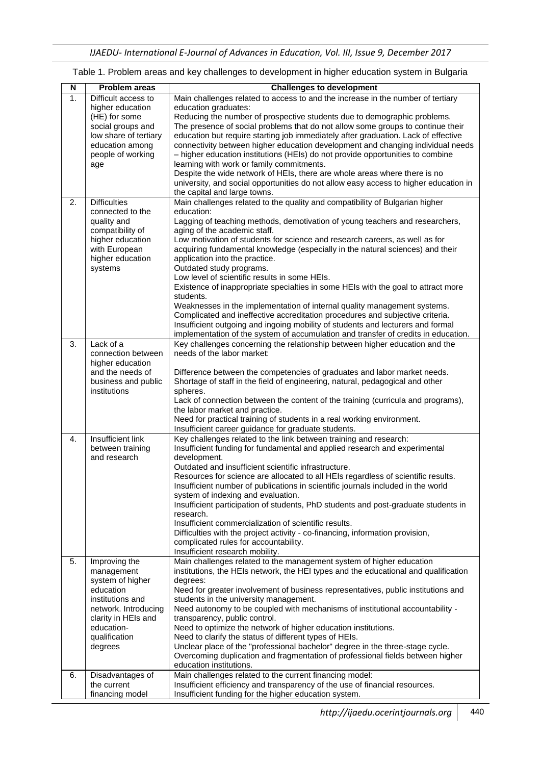Table 1. Problem areas and key challenges to development in higher education system in Bulgaria

| N | Problem areas | Challenges to development |
|---|---|---|
| 1. | Difficult access to higher education (HE) for some social groups and low share of tertiary education among people of working age | Main challenges related to access to and the increase in the number of tertiary education graduates:<br>Reducing the number of prospective students due to demographic problems.<br>The presence of social problems that do not allow some groups to continue their education but require starting job immediately after graduation. Lack of effective connectivity between higher education development and changing individual needs – higher education institutions (HEIs) do not provide opportunities to combine learning with work or family commitments.<br>Despite the wide network of HEIs, there are whole areas where there is no university, and social opportunities do not allow easy access to higher education in the capital and large towns. |
| 2. | Difficulties connected to the quality and compatibility of higher education with European higher education systems | Main challenges related to the quality and compatibility of Bulgarian higher education:<br>Lagging of teaching methods, demotivation of young teachers and researchers, aging of the academic staff.<br>Low motivation of students for science and research careers, as well as for acquiring fundamental knowledge (especially in the natural sciences) and their application into the practice.<br>Outdated study programs.<br>Low level of scientific results in some HEIs.<br>Existence of inappropriate specialties in some HEIs with the goal to attract more students.<br>Weaknesses in the implementation of internal quality management systems.<br>Complicated and ineffective accreditation procedures and subjective criteria.<br>Insufficient outgoing and ingoing mobility of students and lecturers and formal implementation of the system of accumulation and transfer of credits in education. |
| 3. | Lack of a connection between higher education and the needs of business and public institutions | Key challenges concerning the relationship between higher education and the needs of the labor market:<br><br>Difference between the competencies of graduates and labor market needs.<br>Shortage of staff in the field of engineering, natural, pedagogical and other spheres.<br>Lack of connection between the content of the training (curricula and programs), the labor market and practice.<br>Need for practical training of students in a real working environment.<br>Insufficient career guidance for graduate students. |
| 4. | Insufficient link between training and research | Key challenges related to the link between training and research:<br>Insufficient funding for fundamental and applied research and experimental development.<br>Outdated and insufficient scientific infrastructure.<br>Resources for science are allocated to all HEIs regardless of scientific results.<br>Insufficient number of publications in scientific journals included in the world system of indexing and evaluation.<br>Insufficient participation of students, PhD students and post-graduate students in research.<br>Insufficient commercialization of scientific results.<br>Difficulties with the project activity - co-financing, information provision, complicated rules for accountability.<br>Insufficient research mobility. |
| 5. | Improving the management system of higher education institutions and network. Introducing clarity in HEIs and education-qualification degrees | Main challenges related to the management system of higher education institutions, the HEIs network, the HEI types and the educational and qualification degrees:<br>Need for greater involvement of business representatives, public institutions and students in the university management.<br>Need autonomy to be coupled with mechanisms of institutional accountability - transparency, public control.<br>Need to optimize the network of higher education institutions.<br>Need to clarify the status of different types of HEIs.<br>Unclear place of the "professional bachelor" degree in the three-stage cycle.<br>Overcoming duplication and fragmentation of professional fields between higher education institutions. |
| 6. | Disadvantages of the current financing model | Main challenges related to the current financing model:<br>Insufficient efficiency and transparency of the use of financial resources.<br>Insufficient funding for the higher education system. |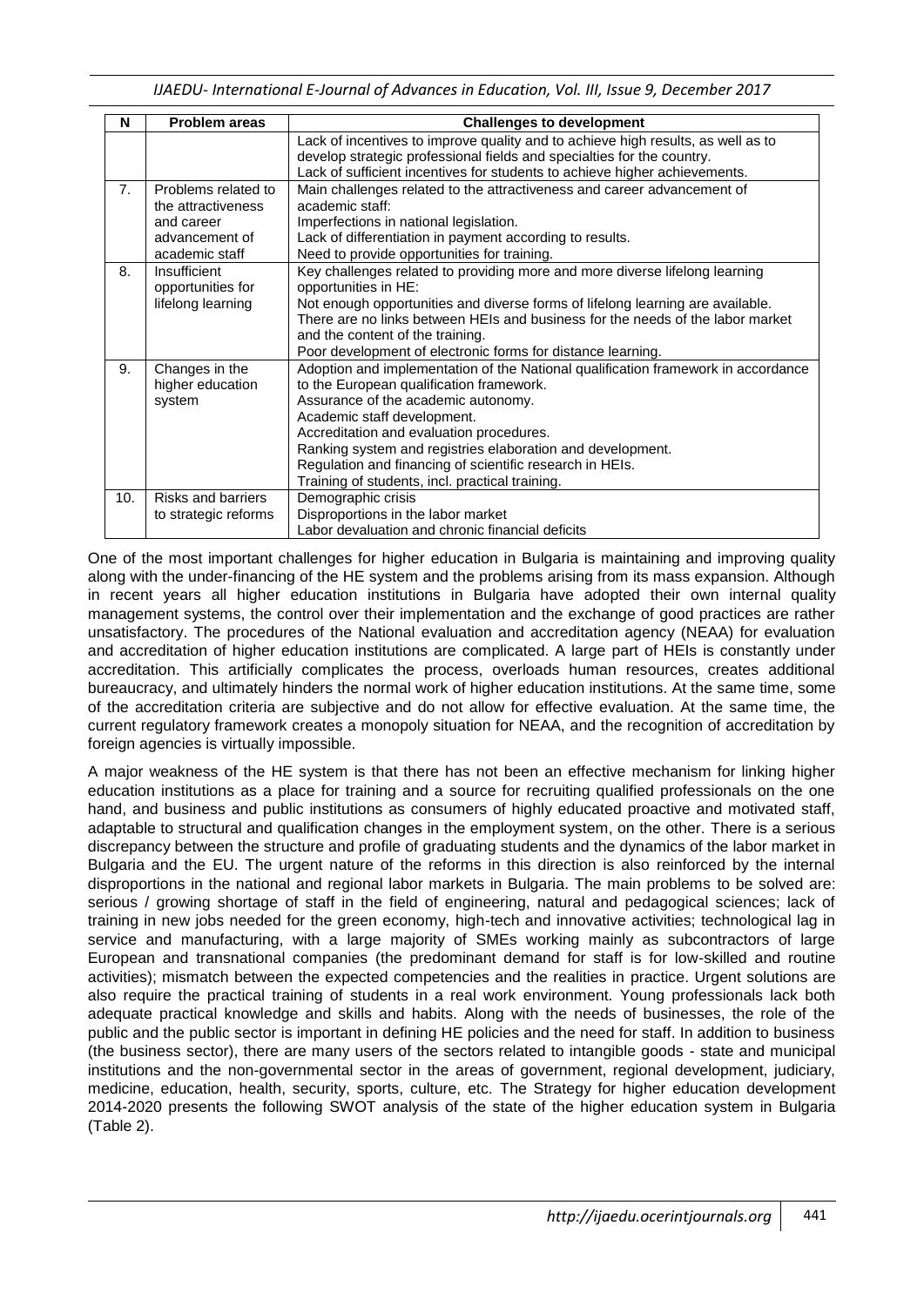| N | Problem areas | Challenges to development |
|---|---|---|
| | | Lack of incentives to improve quality and to achieve high results, as well as to develop strategic professional fields and specialties for the country.<br>Lack of sufficient incentives for students to achieve higher achievements. |
| 7. | Problems related to the attractiveness and career advancement of academic staff | Main challenges related to the attractiveness and career advancement of academic staff:<br>Imperfections in national legislation.<br>Lack of differentiation in payment according to results.<br>Need to provide opportunities for training. |
| 8. | Insufficient opportunities for lifelong learning | Key challenges related to providing more and more diverse lifelong learning opportunities in HE:<br>Not enough opportunities and diverse forms of lifelong learning are available.<br>There are no links between HEIs and business for the needs of the labor market and the content of the training.<br>Poor development of electronic forms for distance learning. |
| 9. | Changes in the higher education system | Adoption and implementation of the National qualification framework in accordance to the European qualification framework.<br>Assurance of the academic autonomy.<br>Academic staff development.<br>Accreditation and evaluation procedures.<br>Ranking system and registries elaboration and development.<br>Regulation and financing of scientific research in HEIs.<br>Training of students, incl. practical training. |
| 10. | Risks and barriers to strategic reforms | Demographic crisis<br>Disproportions in the labor market<br>Labor devaluation and chronic financial deficits |

One of the most important challenges for higher education in Bulgaria is maintaining and improving quality along with the under-financing of the HE system and the problems arising from its mass expansion. Although in recent years all higher education institutions in Bulgaria have adopted their own internal quality management systems, the control over their implementation and the exchange of good practices are rather unsatisfactory. The procedures of the National evaluation and accreditation agency (NEAA) for evaluation and accreditation of higher education institutions are complicated. A large part of HEIs is constantly under accreditation. This artificially complicates the process, overloads human resources, creates additional bureaucracy, and ultimately hinders the normal work of higher education institutions. At the same time, some of the accreditation criteria are subjective and do not allow for effective evaluation. At the same time, the current regulatory framework creates a monopoly situation for NEAA, and the recognition of accreditation by foreign agencies is virtually impossible.

A major weakness of the HE system is that there has not been an effective mechanism for linking higher education institutions as a place for training and a source for recruiting qualified professionals on the one hand, and business and public institutions as consumers of highly educated proactive and motivated staff, adaptable to structural and qualification changes in the employment system, on the other. There is a serious discrepancy between the structure and profile of graduating students and the dynamics of the labor market in Bulgaria and the EU. The urgent nature of the reforms in this direction is also reinforced by the internal disproportions in the national and regional labor markets in Bulgaria. The main problems to be solved are: serious / growing shortage of staff in the field of engineering, natural and pedagogical sciences; lack of training in new jobs needed for the green economy, high-tech and innovative activities; technological lag in service and manufacturing, with a large majority of SMEs working mainly as subcontractors of large European and transnational companies (the predominant demand for staff is for low-skilled and routine activities); mismatch between the expected competencies and the realities in practice. Urgent solutions are also require the practical training of students in a real work environment. Young professionals lack both adequate practical knowledge and skills and habits. Along with the needs of businesses, the role of the public and the public sector is important in defining HE policies and the need for staff. In addition to business (the business sector), there are many users of the sectors related to intangible goods - state and municipal institutions and the non-governmental sector in the areas of government, regional development, judiciary, medicine, education, health, security, sports, culture, etc. The Strategy for higher education development 2014-2020 presents the following SWOT analysis of the state of the higher education system in Bulgaria (Table 2).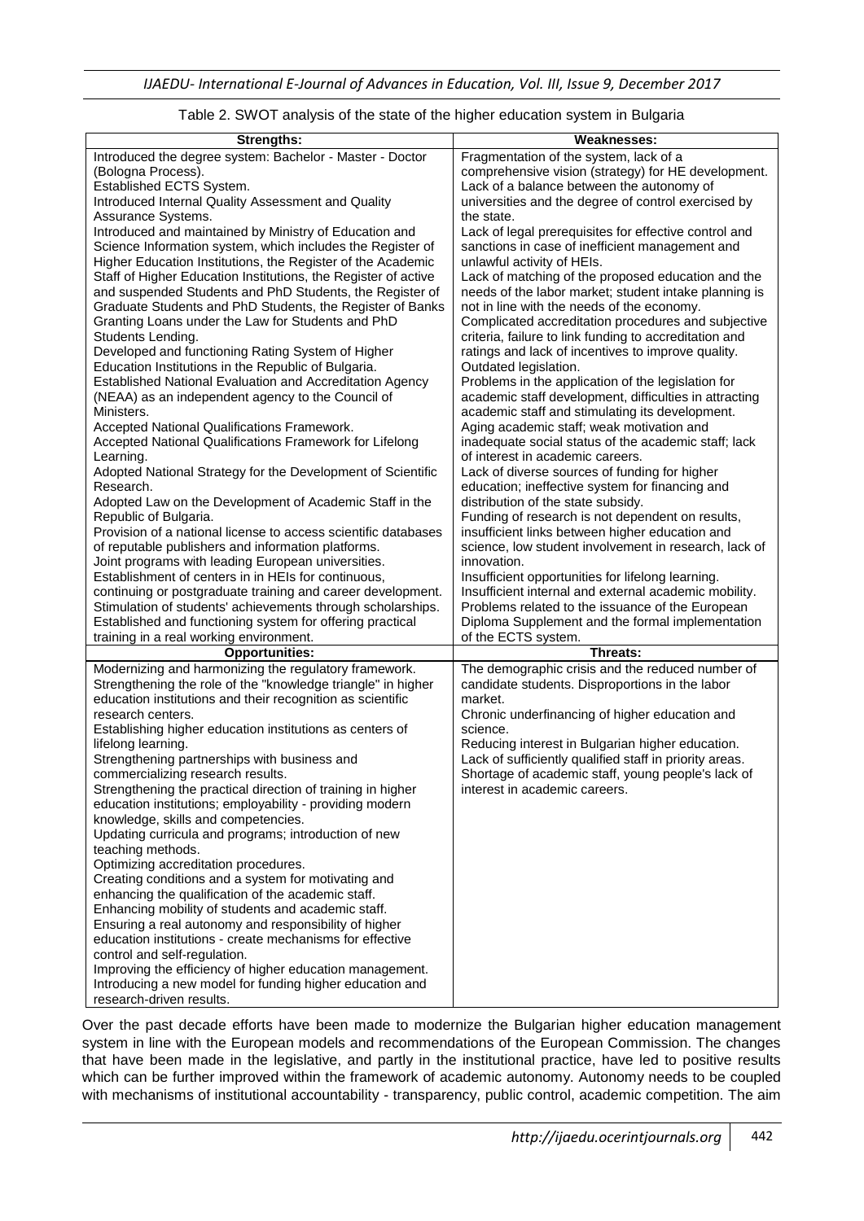Table 2. SWOT analysis of the state of the higher education system in Bulgaria

| Strengths: | Weaknesses: |
|---|---|
| Introduced the degree system: Bachelor - Master - Doctor (Bologna Process). Established ECTS System. Introduced Internal Quality Assessment and Quality Assurance Systems. Introduced and maintained by Ministry of Education and Science Information system, which includes the Register of Higher Education Institutions, the Register of the Academic Staff of Higher Education Institutions, the Register of active and suspended Students and PhD Students, the Register of Graduate Students and PhD Students, the Register of Banks Granting Loans under the Law for Students and PhD Students Lending. Developed and functioning Rating System of Higher Education Institutions in the Republic of Bulgaria. Established National Evaluation and Accreditation Agency (NEAA) as an independent agency to the Council of Ministers. Accepted National Qualifications Framework. Accepted National Qualifications Framework for Lifelong Learning. Adopted National Strategy for the Development of Scientific Research. Adopted Law on the Development of Academic Staff in the Republic of Bulgaria. Provision of a national license to access scientific databases of reputable publishers and information platforms. Joint programs with leading European universities. Establishment of centers in in HEIs for continuous, continuing or postgraduate training and career development. Stimulation of students' achievements through scholarships. Established and functioning system for offering practical training in a real working environment. | Fragmentation of the system, lack of a comprehensive vision (strategy) for HE development. Lack of a balance between the autonomy of universities and the degree of control exercised by the state. Lack of legal prerequisites for effective control and sanctions in case of inefficient management and unlawful activity of HEIs. Lack of matching of the proposed education and the needs of the labor market; student intake planning is not in line with the needs of the economy. Complicated accreditation procedures and subjective criteria, failure to link funding to accreditation and ratings and lack of incentives to improve quality. Outdated legislation. Problems in the application of the legislation for academic staff development, difficulties in attracting academic staff and stimulating its development. Aging academic staff; weak motivation and inadequate social status of the academic staff; lack of interest in academic careers. Lack of diverse sources of funding for higher education; ineffective system for financing and distribution of the state subsidy. Funding of research is not dependent on results, insufficient links between higher education and science, low student involvement in research, lack of innovation. Insufficient opportunities for lifelong learning. Insufficient internal and external academic mobility. Problems related to the issuance of the European Diploma Supplement and the formal implementation of the ECTS system. |
| **Opportunities:** | **Threats:** |
| Modernizing and harmonizing the regulatory framework. Strengthening the role of the "knowledge triangle" in higher education institutions and their recognition as scientific research centers. Establishing higher education institutions as centers of lifelong learning. Strengthening partnerships with business and commercializing research results. Strengthening the practical direction of training in higher education institutions; employability - providing modern knowledge, skills and competencies. Updating curricula and programs; introduction of new teaching methods. Optimizing accreditation procedures. Creating conditions and a system for motivating and enhancing the qualification of the academic staff. Enhancing mobility of students and academic staff. Ensuring a real autonomy and responsibility of higher education institutions - create mechanisms for effective control and self-regulation. Improving the efficiency of higher education management. Introducing a new model for funding higher education and research-driven results. | The demographic crisis and the reduced number of candidate students. Disproportions in the labor market. Chronic underfinancing of higher education and science. Reducing interest in Bulgarian higher education. Lack of sufficiently qualified staff in priority areas. Shortage of academic staff, young people's lack of interest in academic careers. |

Over the past decade efforts have been made to modernize the Bulgarian higher education management system in line with the European models and recommendations of the European Commission. The changes that have been made in the legislative, and partly in the institutional practice, have led to positive results which can be further improved within the framework of academic autonomy. Autonomy needs to be coupled with mechanisms of institutional accountability - transparency, public control, academic competition. The aim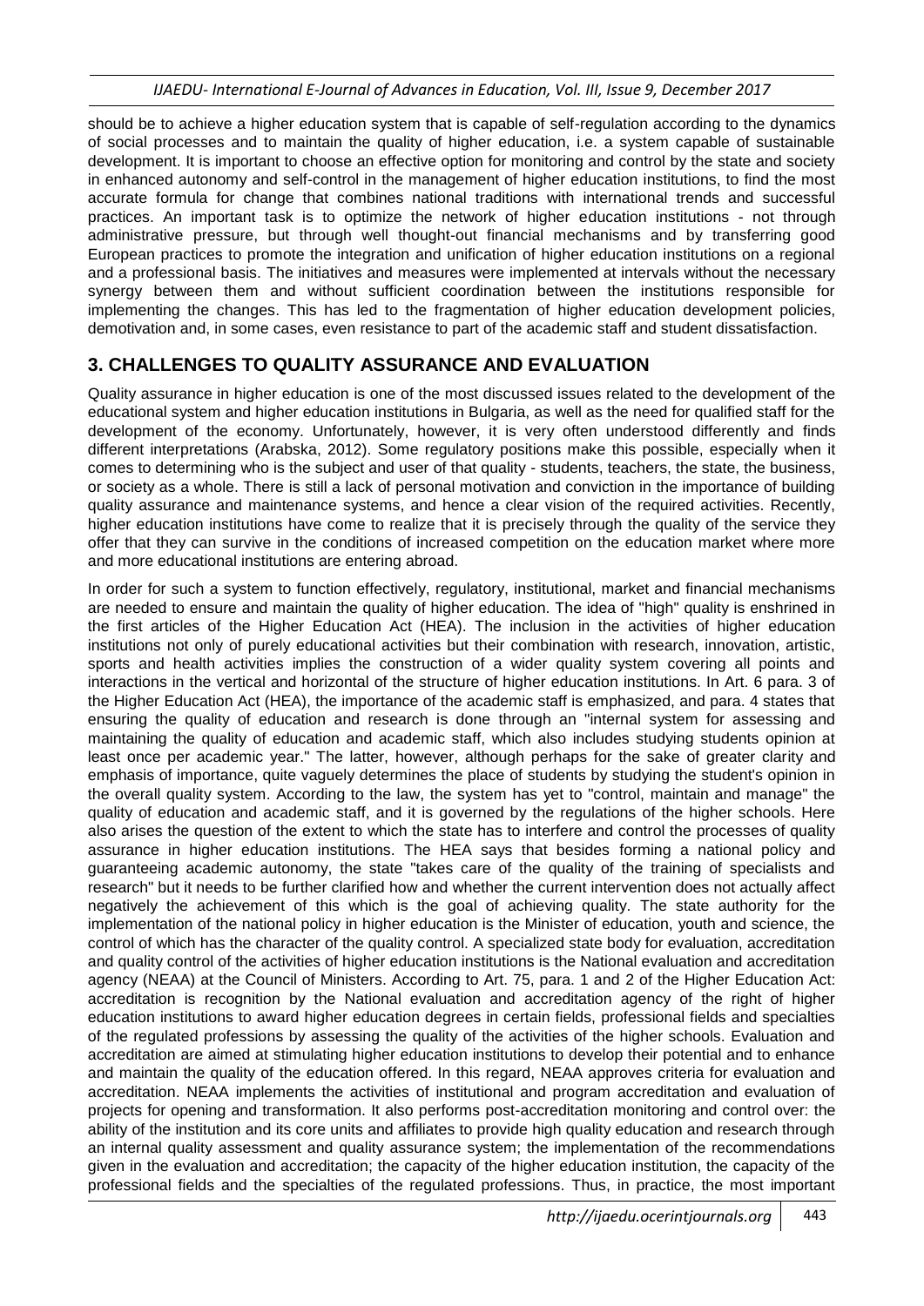should be to achieve a higher education system that is capable of self-regulation according to the dynamics of social processes and to maintain the quality of higher education, i.e. a system capable of sustainable development. It is important to choose an effective option for monitoring and control by the state and society in enhanced autonomy and self-control in the management of higher education institutions, to find the most accurate formula for change that combines national traditions with international trends and successful practices. An important task is to optimize the network of higher education institutions - not through administrative pressure, but through well thought-out financial mechanisms and by transferring good European practices to promote the integration and unification of higher education institutions on a regional and a professional basis. The initiatives and measures were implemented at intervals without the necessary synergy between them and without sufficient coordination between the institutions responsible for implementing the changes. This has led to the fragmentation of higher education development policies, demotivation and, in some cases, even resistance to part of the academic staff and student dissatisfaction.

## 3. CHALLENGES TO QUALITY ASSURANCE AND EVALUATION

Quality assurance in higher education is one of the most discussed issues related to the development of the educational system and higher education institutions in Bulgaria, as well as the need for qualified staff for the development of the economy. Unfortunately, however, it is very often understood differently and finds different interpretations (Arabska, 2012). Some regulatory positions make this possible, especially when it comes to determining who is the subject and user of that quality - students, teachers, the state, the business, or society as a whole. There is still a lack of personal motivation and conviction in the importance of building quality assurance and maintenance systems, and hence a clear vision of the required activities. Recently, higher education institutions have come to realize that it is precisely through the quality of the service they offer that they can survive in the conditions of increased competition on the education market where more and more educational institutions are entering abroad.

In order for such a system to function effectively, regulatory, institutional, market and financial mechanisms are needed to ensure and maintain the quality of higher education. The idea of "high" quality is enshrined in the first articles of the Higher Education Act (HEA). The inclusion in the activities of higher education institutions not only of purely educational activities but their combination with research, innovation, artistic, sports and health activities implies the construction of a wider quality system covering all points and interactions in the vertical and horizontal of the structure of higher education institutions. In Art. 6 para. 3 of the Higher Education Act (HEA), the importance of the academic staff is emphasized, and para. 4 states that ensuring the quality of education and research is done through an "internal system for assessing and maintaining the quality of education and academic staff, which also includes studying students opinion at least once per academic year." The latter, however, although perhaps for the sake of greater clarity and emphasis of importance, quite vaguely determines the place of students by studying the student's opinion in the overall quality system. According to the law, the system has yet to "control, maintain and manage" the quality of education and academic staff, and it is governed by the regulations of the higher schools. Here also arises the question of the extent to which the state has to interfere and control the processes of quality assurance in higher education institutions. The HEA says that besides forming a national policy and guaranteeing academic autonomy, the state "takes care of the quality of the training of specialists and research" but it needs to be further clarified how and whether the current intervention does not actually affect negatively the achievement of this which is the goal of achieving quality. The state authority for the implementation of the national policy in higher education is the Minister of education, youth and science, the control of which has the character of the quality control. A specialized state body for evaluation, accreditation and quality control of the activities of higher education institutions is the National evaluation and accreditation agency (NEAA) at the Council of Ministers. According to Art. 75, para. 1 and 2 of the Higher Education Act: accreditation is recognition by the National evaluation and accreditation agency of the right of higher education institutions to award higher education degrees in certain fields, professional fields and specialties of the regulated professions by assessing the quality of the activities of the higher schools. Evaluation and accreditation are aimed at stimulating higher education institutions to develop their potential and to enhance and maintain the quality of the education offered. In this regard, NEAA approves criteria for evaluation and accreditation. NEAA implements the activities of institutional and program accreditation and evaluation of projects for opening and transformation. It also performs post-accreditation monitoring and control over: the ability of the institution and its core units and affiliates to provide high quality education and research through an internal quality assessment and quality assurance system; the implementation of the recommendations given in the evaluation and accreditation; the capacity of the higher education institution, the capacity of the professional fields and the specialties of the regulated professions. Thus, in practice, the most important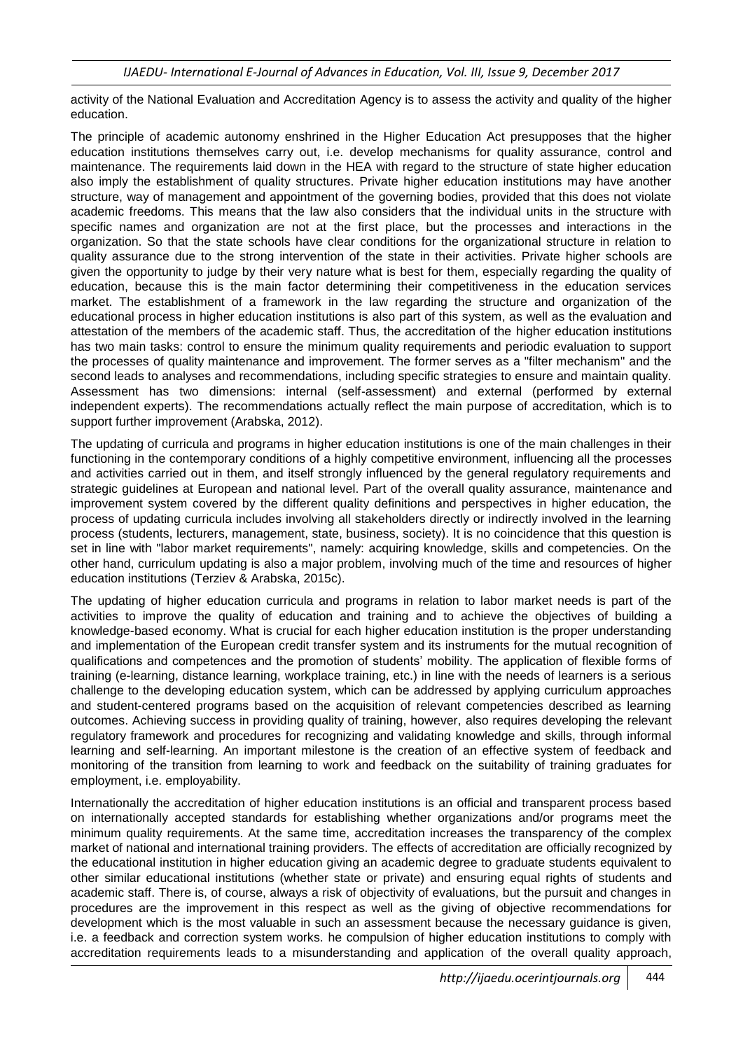activity of the National Evaluation and Accreditation Agency is to assess the activity and quality of the higher education.

The principle of academic autonomy enshrined in the Higher Education Act presupposes that the higher education institutions themselves carry out, i.e. develop mechanisms for quality assurance, control and maintenance. The requirements laid down in the HEA with regard to the structure of state higher education also imply the establishment of quality structures. Private higher education institutions may have another structure, way of management and appointment of the governing bodies, provided that this does not violate academic freedoms. This means that the law also considers that the individual units in the structure with specific names and organization are not at the first place, but the processes and interactions in the organization. So that the state schools have clear conditions for the organizational structure in relation to quality assurance due to the strong intervention of the state in their activities. Private higher schools are given the opportunity to judge by their very nature what is best for them, especially regarding the quality of education, because this is the main factor determining their competitiveness in the education services market. The establishment of a framework in the law regarding the structure and organization of the educational process in higher education institutions is also part of this system, as well as the evaluation and attestation of the members of the academic staff. Thus, the accreditation of the higher education institutions has two main tasks: control to ensure the minimum quality requirements and periodic evaluation to support the processes of quality maintenance and improvement. The former serves as a "filter mechanism" and the second leads to analyses and recommendations, including specific strategies to ensure and maintain quality. Assessment has two dimensions: internal (self-assessment) and external (performed by external independent experts). The recommendations actually reflect the main purpose of accreditation, which is to support further improvement (Arabska, 2012).

The updating of curricula and programs in higher education institutions is one of the main challenges in their functioning in the contemporary conditions of a highly competitive environment, influencing all the processes and activities carried out in them, and itself strongly influenced by the general regulatory requirements and strategic guidelines at European and national level. Part of the overall quality assurance, maintenance and improvement system covered by the different quality definitions and perspectives in higher education, the process of updating curricula includes involving all stakeholders directly or indirectly involved in the learning process (students, lecturers, management, state, business, society). It is no coincidence that this question is set in line with "labor market requirements", namely: acquiring knowledge, skills and competencies. On the other hand, curriculum updating is also a major problem, involving much of the time and resources of higher education institutions (Terziev & Arabska, 2015c).

The updating of higher education curricula and programs in relation to labor market needs is part of the activities to improve the quality of education and training and to achieve the objectives of building a knowledge-based economy. What is crucial for each higher education institution is the proper understanding and implementation of the European credit transfer system and its instruments for the mutual recognition of qualifications and competences and the promotion of students' mobility. The application of flexible forms of training (e-learning, distance learning, workplace training, etc.) in line with the needs of learners is a serious challenge to the developing education system, which can be addressed by applying curriculum approaches and student-centered programs based on the acquisition of relevant competencies described as learning outcomes. Achieving success in providing quality of training, however, also requires developing the relevant regulatory framework and procedures for recognizing and validating knowledge and skills, through informal learning and self-learning. An important milestone is the creation of an effective system of feedback and monitoring of the transition from learning to work and feedback on the suitability of training graduates for employment, i.e. employability.

Internationally the accreditation of higher education institutions is an official and transparent process based on internationally accepted standards for establishing whether organizations and/or programs meet the minimum quality requirements. At the same time, accreditation increases the transparency of the complex market of national and international training providers. The effects of accreditation are officially recognized by the educational institution in higher education giving an academic degree to graduate students equivalent to other similar educational institutions (whether state or private) and ensuring equal rights of students and academic staff. There is, of course, always a risk of objectivity of evaluations, but the pursuit and changes in procedures are the improvement in this respect as well as the giving of objective recommendations for development which is the most valuable in such an assessment because the necessary guidance is given, i.e. a feedback and correction system works. he compulsion of higher education institutions to comply with accreditation requirements leads to a misunderstanding and application of the overall quality approach,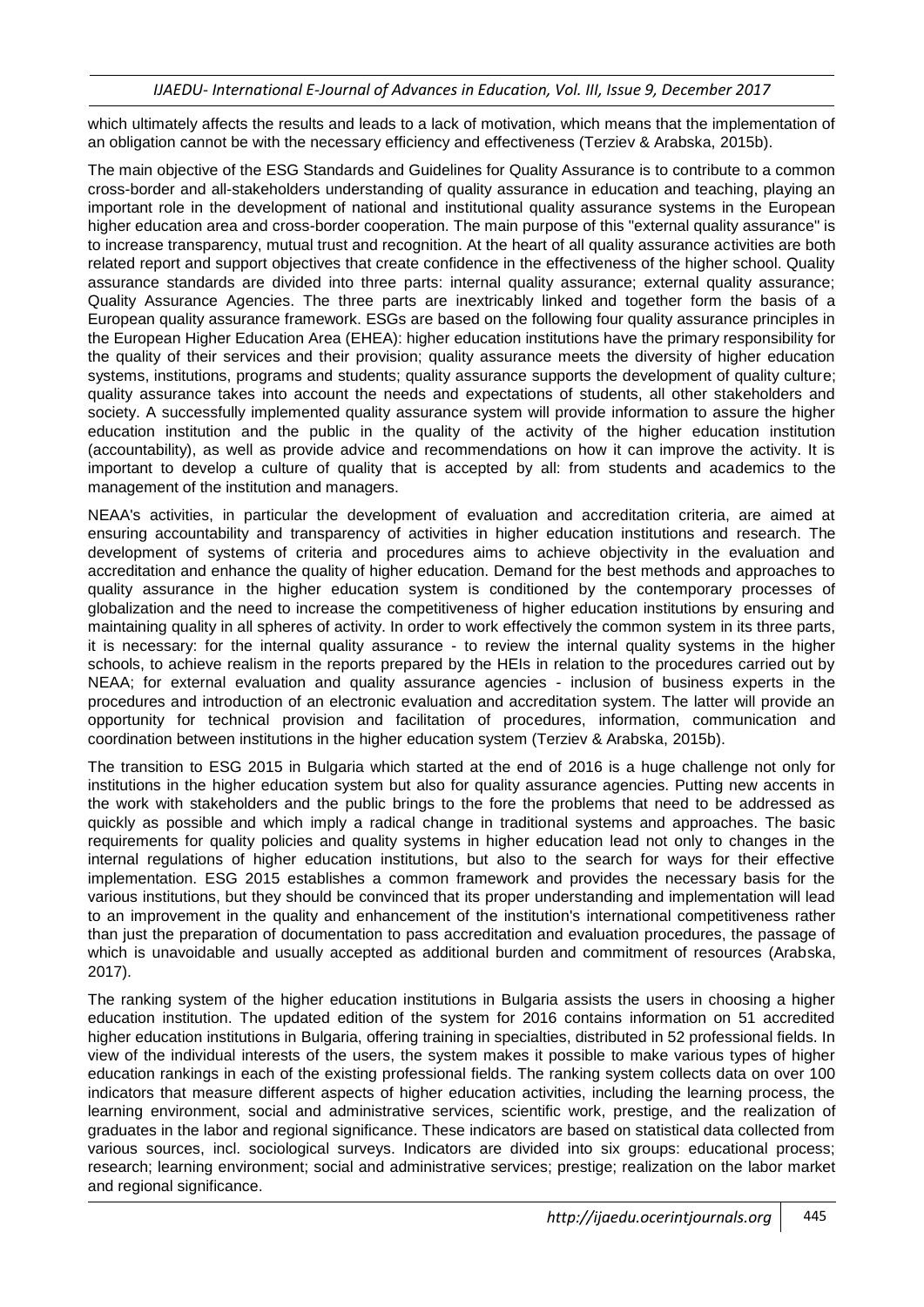which ultimately affects the results and leads to a lack of motivation, which means that the implementation of an obligation cannot be with the necessary efficiency and effectiveness (Terziev & Arabska, 2015b).

The main objective of the ESG Standards and Guidelines for Quality Assurance is to contribute to a common cross-border and all-stakeholders understanding of quality assurance in education and teaching, playing an important role in the development of national and institutional quality assurance systems in the European higher education area and cross-border cooperation. The main purpose of this "external quality assurance" is to increase transparency, mutual trust and recognition. At the heart of all quality assurance activities are both related report and support objectives that create confidence in the effectiveness of the higher school. Quality assurance standards are divided into three parts: internal quality assurance; external quality assurance; Quality Assurance Agencies. The three parts are inextricably linked and together form the basis of a European quality assurance framework. ESGs are based on the following four quality assurance principles in the European Higher Education Area (EHEA): higher education institutions have the primary responsibility for the quality of their services and their provision; quality assurance meets the diversity of higher education systems, institutions, programs and students; quality assurance supports the development of quality culture; quality assurance takes into account the needs and expectations of students, all other stakeholders and society. A successfully implemented quality assurance system will provide information to assure the higher education institution and the public in the quality of the activity of the higher education institution (accountability), as well as provide advice and recommendations on how it can improve the activity. It is important to develop a culture of quality that is accepted by all: from students and academics to the management of the institution and managers.

NEAA's activities, in particular the development of evaluation and accreditation criteria, are aimed at ensuring accountability and transparency of activities in higher education institutions and research. The development of systems of criteria and procedures aims to achieve objectivity in the evaluation and accreditation and enhance the quality of higher education. Demand for the best methods and approaches to quality assurance in the higher education system is conditioned by the contemporary processes of globalization and the need to increase the competitiveness of higher education institutions by ensuring and maintaining quality in all spheres of activity. In order to work effectively the common system in its three parts, it is necessary: for the internal quality assurance - to review the internal quality systems in the higher schools, to achieve realism in the reports prepared by the HEIs in relation to the procedures carried out by NEAA; for external evaluation and quality assurance agencies - inclusion of business experts in the procedures and introduction of an electronic evaluation and accreditation system. The latter will provide an opportunity for technical provision and facilitation of procedures, information, communication and coordination between institutions in the higher education system (Terziev & Arabska, 2015b).

The transition to ESG 2015 in Bulgaria which started at the end of 2016 is a huge challenge not only for institutions in the higher education system but also for quality assurance agencies. Putting new accents in the work with stakeholders and the public brings to the fore the problems that need to be addressed as quickly as possible and which imply a radical change in traditional systems and approaches. The basic requirements for quality policies and quality systems in higher education lead not only to changes in the internal regulations of higher education institutions, but also to the search for ways for their effective implementation. ESG 2015 establishes a common framework and provides the necessary basis for the various institutions, but they should be convinced that its proper understanding and implementation will lead to an improvement in the quality and enhancement of the institution's international competitiveness rather than just the preparation of documentation to pass accreditation and evaluation procedures, the passage of which is unavoidable and usually accepted as additional burden and commitment of resources (Arabska, 2017).

The ranking system of the higher education institutions in Bulgaria assists the users in choosing a higher education institution. The updated edition of the system for 2016 contains information on 51 accredited higher education institutions in Bulgaria, offering training in specialties, distributed in 52 professional fields. In view of the individual interests of the users, the system makes it possible to make various types of higher education rankings in each of the existing professional fields. The ranking system collects data on over 100 indicators that measure different aspects of higher education activities, including the learning process, the learning environment, social and administrative services, scientific work, prestige, and the realization of graduates in the labor and regional significance. These indicators are based on statistical data collected from various sources, incl. sociological surveys. Indicators are divided into six groups: educational process; research; learning environment; social and administrative services; prestige; realization on the labor market and regional significance.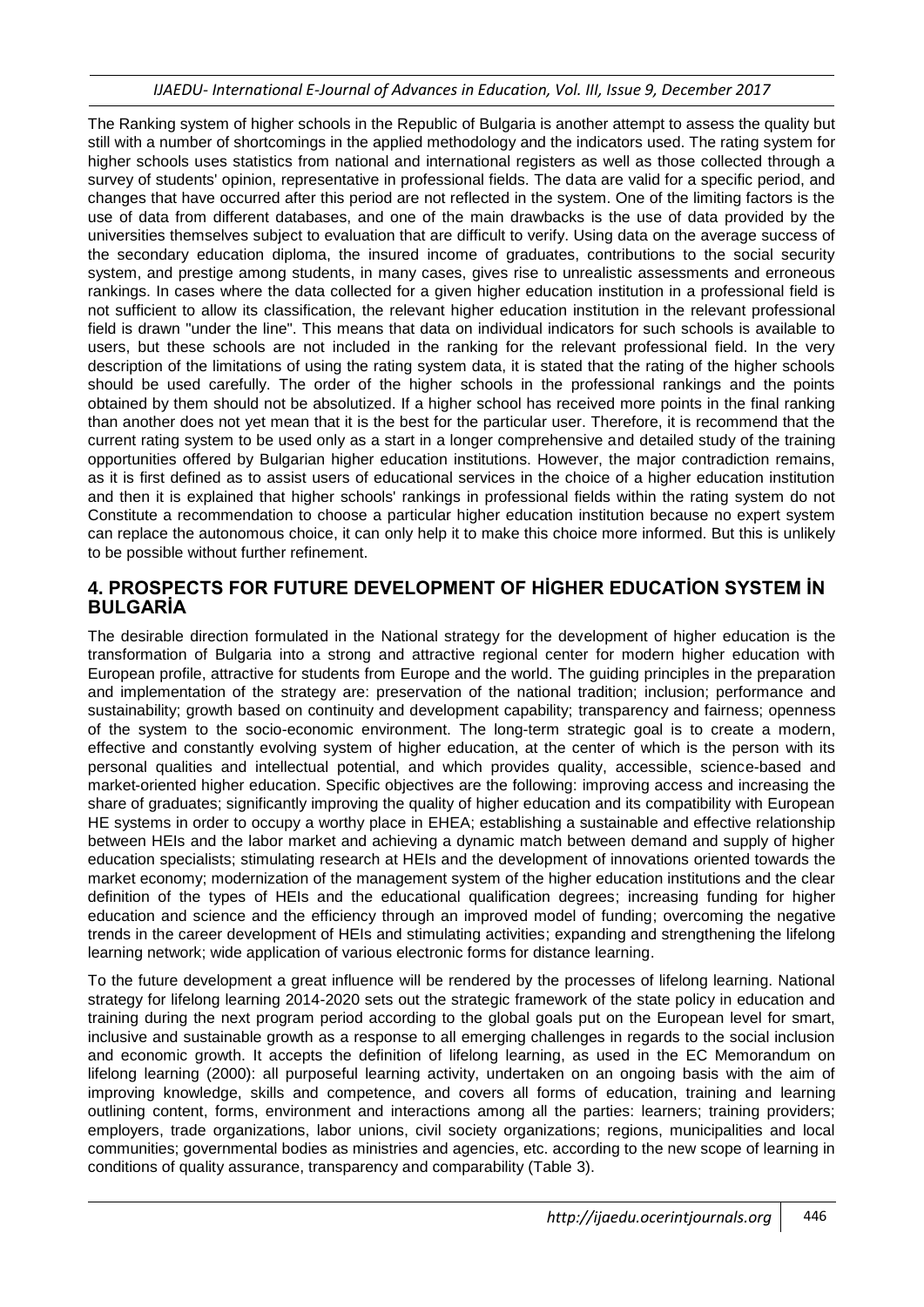The Ranking system of higher schools in the Republic of Bulgaria is another attempt to assess the quality but still with a number of shortcomings in the applied methodology and the indicators used. The rating system for higher schools uses statistics from national and international registers as well as those collected through a survey of students' opinion, representative in professional fields. The data are valid for a specific period, and changes that have occurred after this period are not reflected in the system. One of the limiting factors is the use of data from different databases, and one of the main drawbacks is the use of data provided by the universities themselves subject to evaluation that are difficult to verify. Using data on the average success of the secondary education diploma, the insured income of graduates, contributions to the social security system, and prestige among students, in many cases, gives rise to unrealistic assessments and erroneous rankings. In cases where the data collected for a given higher education institution in a professional field is not sufficient to allow its classification, the relevant higher education institution in the relevant professional field is drawn "under the line". This means that data on individual indicators for such schools is available to users, but these schools are not included in the ranking for the relevant professional field. In the very description of the limitations of using the rating system data, it is stated that the rating of the higher schools should be used carefully. The order of the higher schools in the professional rankings and the points obtained by them should not be absolutized. If a higher school has received more points in the final ranking than another does not yet mean that it is the best for the particular user. Therefore, it is recommend that the current rating system to be used only as a start in a longer comprehensive and detailed study of the training opportunities offered by Bulgarian higher education institutions. However, the major contradiction remains, as it is first defined as to assist users of educational services in the choice of a higher education institution and then it is explained that higher schools' rankings in professional fields within the rating system do not Constitute a recommendation to choose a particular higher education institution because no expert system can replace the autonomous choice, it can only help it to make this choice more informed. But this is unlikely to be possible without further refinement.

## 4. PROSPECTS FOR FUTURE DEVELOPMENT OF HİGHER EDUCATİON SYSTEM İN BULGARİA

The desirable direction formulated in the National strategy for the development of higher education is the transformation of Bulgaria into a strong and attractive regional center for modern higher education with European profile, attractive for students from Europe and the world. The guiding principles in the preparation and implementation of the strategy are: preservation of the national tradition; inclusion; performance and sustainability; growth based on continuity and development capability; transparency and fairness; openness of the system to the socio-economic environment. The long-term strategic goal is to create a modern, effective and constantly evolving system of higher education, at the center of which is the person with its personal qualities and intellectual potential, and which provides quality, accessible, science-based and market-oriented higher education. Specific objectives are the following: improving access and increasing the share of graduates; significantly improving the quality of higher education and its compatibility with European HE systems in order to occupy a worthy place in EHEA; establishing a sustainable and effective relationship between HEIs and the labor market and achieving a dynamic match between demand and supply of higher education specialists; stimulating research at HEIs and the development of innovations oriented towards the market economy; modernization of the management system of the higher education institutions and the clear definition of the types of HEIs and the educational qualification degrees; increasing funding for higher education and science and the efficiency through an improved model of funding; overcoming the negative trends in the career development of HEIs and stimulating activities; expanding and strengthening the lifelong learning network; wide application of various electronic forms for distance learning.

To the future development a great influence will be rendered by the processes of lifelong learning. National strategy for lifelong learning 2014-2020 sets out the strategic framework of the state policy in education and training during the next program period according to the global goals put on the European level for smart, inclusive and sustainable growth as a response to all emerging challenges in regards to the social inclusion and economic growth. It accepts the definition of lifelong learning, as used in the EC Memorandum on lifelong learning (2000): all purposeful learning activity, undertaken on an ongoing basis with the aim of improving knowledge, skills and competence, and covers all forms of education, training and learning outlining content, forms, environment and interactions among all the parties: learners; training providers; employers, trade organizations, labor unions, civil society organizations; regions, municipalities and local communities; governmental bodies as ministries and agencies, etc. according to the new scope of learning in conditions of quality assurance, transparency and comparability (Table 3).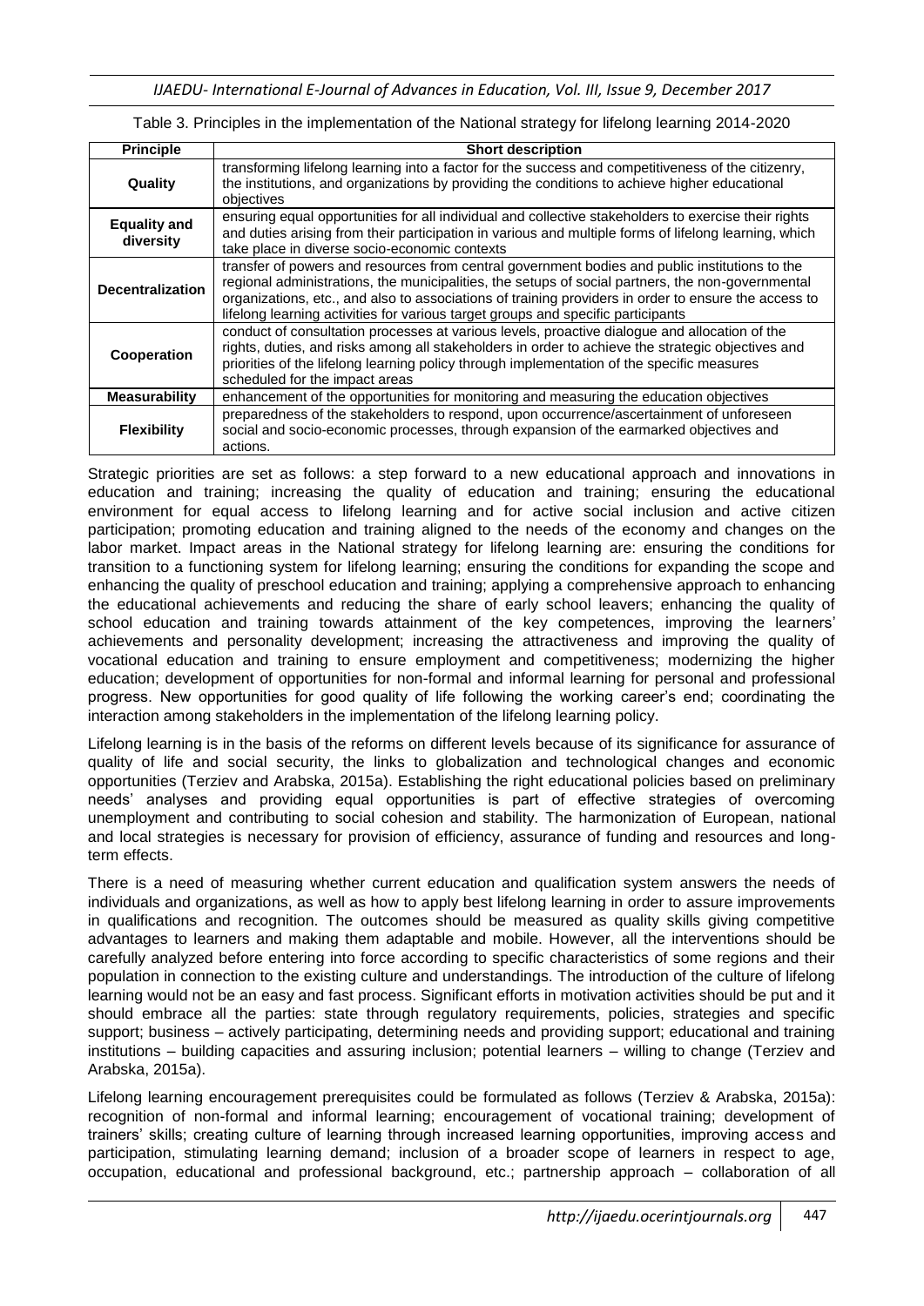Table 3. Principles in the implementation of the National strategy for lifelong learning 2014-2020

| Principle | Short description |
|---|---|
| **Quality** | transforming lifelong learning into a factor for the success and competitiveness of the citizenry, the institutions, and organizations by providing the conditions to achieve higher educational objectives |
| **Equality and diversity** | ensuring equal opportunities for all individual and collective stakeholders to exercise their rights and duties arising from their participation in various and multiple forms of lifelong learning, which take place in diverse socio-economic contexts |
| **Decentralization** | transfer of powers and resources from central government bodies and public institutions to the regional administrations, the municipalities, the setups of social partners, the non-governmental organizations, etc., and also to associations of training providers in order to ensure the access to lifelong learning activities for various target groups and specific participants |
| **Cooperation** | conduct of consultation processes at various levels, proactive dialogue and allocation of the rights, duties, and risks among all stakeholders in order to achieve the strategic objectives and priorities of the lifelong learning policy through implementation of the specific measures scheduled for the impact areas |
| **Measurability** | enhancement of the opportunities for monitoring and measuring the education objectives |
| **Flexibility** | preparedness of the stakeholders to respond, upon occurrence/ascertainment of unforeseen social and socio-economic processes, through expansion of the earmarked objectives and actions. |

Strategic priorities are set as follows: a step forward to a new educational approach and innovations in education and training; increasing the quality of education and training; ensuring the educational environment for equal access to lifelong learning and for active social inclusion and active citizen participation; promoting education and training aligned to the needs of the economy and changes on the labor market. Impact areas in the National strategy for lifelong learning are: ensuring the conditions for transition to a functioning system for lifelong learning; ensuring the conditions for expanding the scope and enhancing the quality of preschool education and training; applying a comprehensive approach to enhancing the educational achievements and reducing the share of early school leavers; enhancing the quality of school education and training towards attainment of the key competences, improving the learners' achievements and personality development; increasing the attractiveness and improving the quality of vocational education and training to ensure employment and competitiveness; modernizing the higher education; development of opportunities for non-formal and informal learning for personal and professional progress. New opportunities for good quality of life following the working career's end; coordinating the interaction among stakeholders in the implementation of the lifelong learning policy.

Lifelong learning is in the basis of the reforms on different levels because of its significance for assurance of quality of life and social security, the links to globalization and technological changes and economic opportunities (Terziev and Arabska, 2015a). Establishing the right educational policies based on preliminary needs' analyses and providing equal opportunities is part of effective strategies of overcoming unemployment and contributing to social cohesion and stability. The harmonization of European, national and local strategies is necessary for provision of efficiency, assurance of funding and resources and long-term effects.

There is a need of measuring whether current education and qualification system answers the needs of individuals and organizations, as well as how to apply best lifelong learning in order to assure improvements in qualifications and recognition. The outcomes should be measured as quality skills giving competitive advantages to learners and making them adaptable and mobile. However, all the interventions should be carefully analyzed before entering into force according to specific characteristics of some regions and their population in connection to the existing culture and understandings. The introduction of the culture of lifelong learning would not be an easy and fast process. Significant efforts in motivation activities should be put and it should embrace all the parties: state through regulatory requirements, policies, strategies and specific support; business – actively participating, determining needs and providing support; educational and training institutions – building capacities and assuring inclusion; potential learners – willing to change (Terziev and Arabska, 2015a).

Lifelong learning encouragement prerequisites could be formulated as follows (Terziev & Arabska, 2015a): recognition of non-formal and informal learning; encouragement of vocational training; development of trainers' skills; creating culture of learning through increased learning opportunities, improving access and participation, stimulating learning demand; inclusion of a broader scope of learners in respect to age, occupation, educational and professional background, etc.; partnership approach – collaboration of all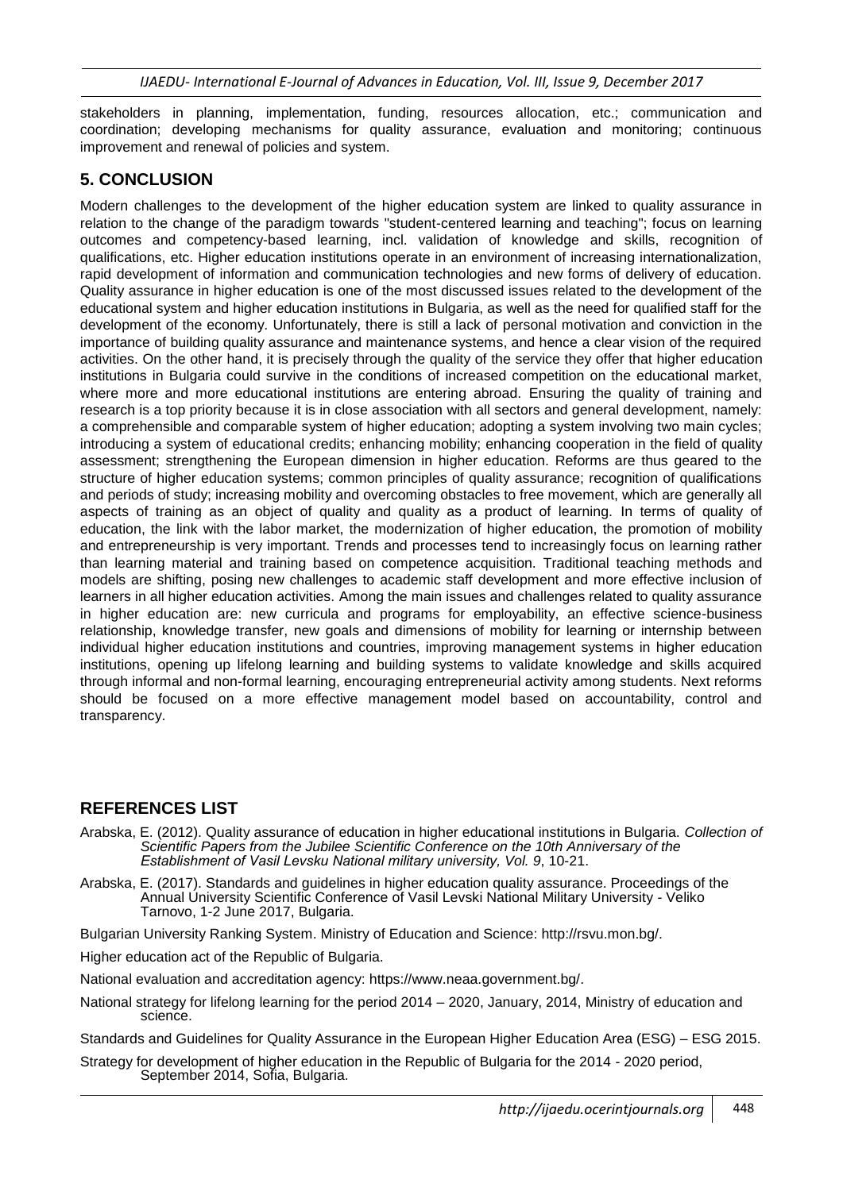stakeholders in planning, implementation, funding, resources allocation, etc.; communication and coordination; developing mechanisms for quality assurance, evaluation and monitoring; continuous improvement and renewal of policies and system.

## 5. CONCLUSION

Modern challenges to the development of the higher education system are linked to quality assurance in relation to the change of the paradigm towards "student-centered learning and teaching"; focus on learning outcomes and competency-based learning, incl. validation of knowledge and skills, recognition of qualifications, etc. Higher education institutions operate in an environment of increasing internationalization, rapid development of information and communication technologies and new forms of delivery of education. Quality assurance in higher education is one of the most discussed issues related to the development of the educational system and higher education institutions in Bulgaria, as well as the need for qualified staff for the development of the economy. Unfortunately, there is still a lack of personal motivation and conviction in the importance of building quality assurance and maintenance systems, and hence a clear vision of the required activities. On the other hand, it is precisely through the quality of the service they offer that higher education institutions in Bulgaria could survive in the conditions of increased competition on the educational market, where more and more educational institutions are entering abroad. Ensuring the quality of training and research is a top priority because it is in close association with all sectors and general development, namely: a comprehensible and comparable system of higher education; adopting a system involving two main cycles; introducing a system of educational credits; enhancing mobility; enhancing cooperation in the field of quality assessment; strengthening the European dimension in higher education. Reforms are thus geared to the structure of higher education systems; common principles of quality assurance; recognition of qualifications and periods of study; increasing mobility and overcoming obstacles to free movement, which are generally all aspects of training as an object of quality and quality as a product of learning. In terms of quality of education, the link with the labor market, the modernization of higher education, the promotion of mobility and entrepreneurship is very important. Trends and processes tend to increasingly focus on learning rather than learning material and training based on competence acquisition. Traditional teaching methods and models are shifting, posing new challenges to academic staff development and more effective inclusion of learners in all higher education activities. Among the main issues and challenges related to quality assurance in higher education are: new curricula and programs for employability, an effective science-business relationship, knowledge transfer, new goals and dimensions of mobility for learning or internship between individual higher education institutions and countries, improving management systems in higher education institutions, opening up lifelong learning and building systems to validate knowledge and skills acquired through informal and non-formal learning, encouraging entrepreneurial activity among students. Next reforms should be focused on a more effective management model based on accountability, control and transparency.

## REFERENCES LIST

Arabska, E. (2012). Quality assurance of education in higher educational institutions in Bulgaria. *Collection of Scientific Papers from the Jubilee Scientific Conference on the 10th Anniversary of the Establishment of Vasil Levsku National military university, Vol. 9*, 10-21.

Arabska, E. (2017). Standards and guidelines in higher education quality assurance. Proceedings of the Annual University Scientific Conference of Vasil Levski National Military University - Veliko Tarnovo, 1-2 June 2017, Bulgaria.

Bulgarian University Ranking System. Ministry of Education and Science: http://rsvu.mon.bg/.

Higher education act of the Republic of Bulgaria.

National evaluation and accreditation agency: https://www.neaa.government.bg/.

National strategy for lifelong learning for the period 2014 – 2020, January, 2014, Ministry of education and science.

Standards and Guidelines for Quality Assurance in the European Higher Education Area (ESG) – ESG 2015.

Strategy for development of higher education in the Republic of Bulgaria for the 2014 - 2020 period, September 2014, Sofia, Bulgaria.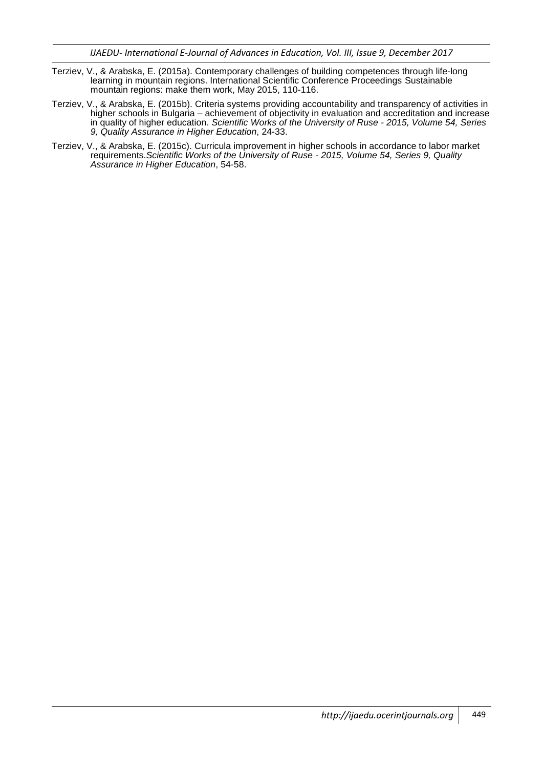Terziev, V., & Arabska, E. (2015a). Contemporary challenges of building competences through life-long learning in mountain regions. International Scientific Conference Proceedings Sustainable mountain regions: make them work, May 2015, 110-116.

Terziev, V., & Arabska, E. (2015b). Criteria systems providing accountability and transparency of activities in higher schools in Bulgaria – achievement of objectivity in evaluation and accreditation and increase in quality of higher education. *Scientific Works of the University of Ruse - 2015, Volume 54, Series 9, Quality Assurance in Higher Education*, 24-33.

Terziev, V., & Arabska, E. (2015c). Curricula improvement in higher schools in accordance to labor market requirements.*Scientific Works of the University of Ruse - 2015, Volume 54, Series 9, Quality Assurance in Higher Education*, 54-58.